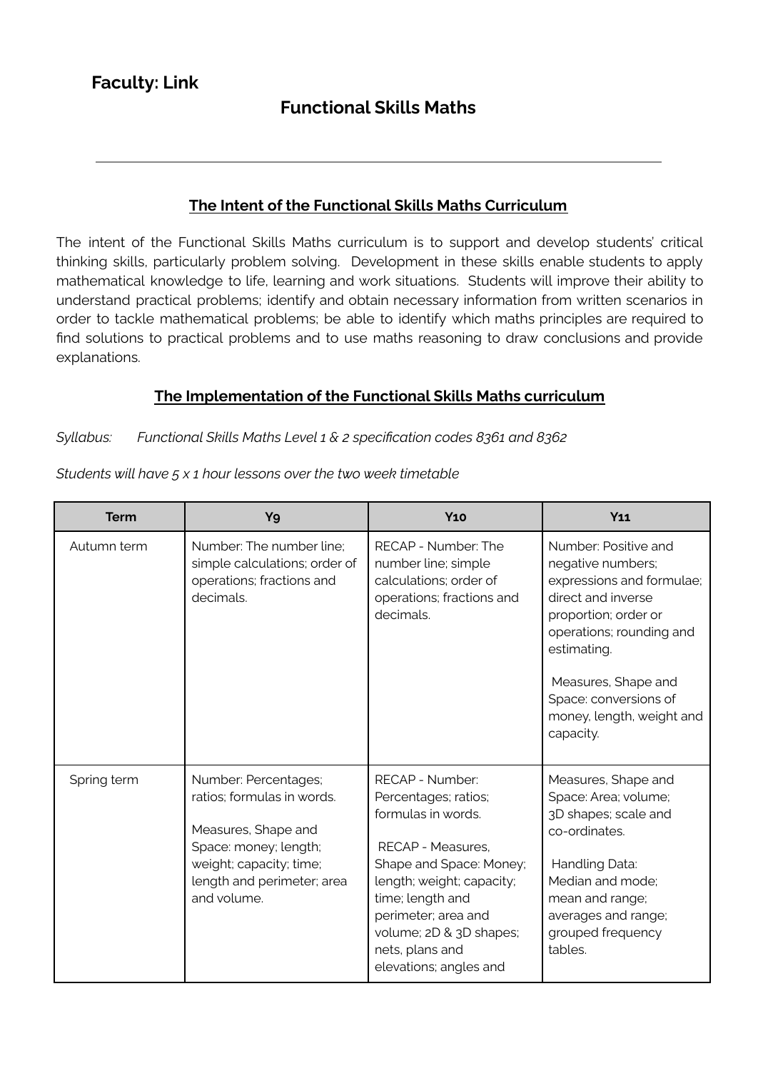**Faculty: Link**

# Functional Skills Maths

---

## The Intent of the Functional Skills Maths Curriculum

The intent of the Functional Skills Maths curriculum is to support and develop students' critical thinking skills, particularly problem solving. Development in these skills enable students to apply mathematical knowledge to life, learning and work situations. Students will improve their ability to understand practical problems; identify and obtain necessary information from written scenarios in order to tackle mathematical problems; be able to identify which maths principles are required to find solutions to practical problems and to use maths reasoning to draw conclusions and provide explanations.

## The Implementation of the Functional Skills Maths curriculum

*Syllabus: Functional Skills Maths Level 1 & 2 specification codes 8361 and 8362*

*Students will have 5 x 1 hour lessons over the two week timetable*

| Term | Y9 | Y10 | Y11 |
|---|---|---|---|
| Autumn term | Number: The number line; simple calculations; order of operations; fractions and decimals. | RECAP - Number: The number line; simple calculations; order of operations; fractions and decimals. | Number: Positive and negative numbers; expressions and formulae; direct and inverse proportion; order or operations; rounding and estimating.<br><br>Measures, Shape and Space: conversions of money, length, weight and capacity. |
| Spring term | Number: Percentages; ratios; formulas in words.<br><br>Measures, Shape and Space: money; length; weight; capacity; time; length and perimeter; area and volume. | RECAP - Number: Percentages; ratios; formulas in words.<br><br>RECAP - Measures, Shape and Space: Money; length; weight; capacity; time; length and perimeter; area and volume; 2D & 3D shapes; nets, plans and elevations; angles and | Measures, Shape and Space: Area; volume; 3D shapes; scale and co-ordinates.<br><br>Handling Data: Median and mode; mean and range; averages and range; grouped frequency tables. |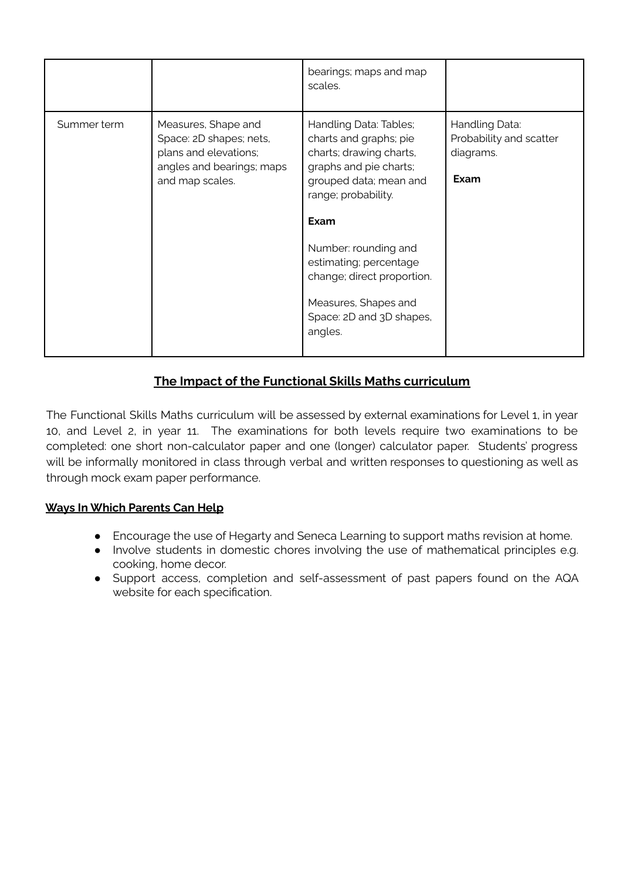| | | | |
|---|---|---|---|
| | | bearings; maps and map scales. | |
| Summer term | Measures, Shape and Space: 2D shapes; nets, plans and elevations; angles and bearings; maps and map scales. | Handling Data: Tables; charts and graphs; pie charts; drawing charts, graphs and pie charts; grouped data; mean and range; probability.<br><br>**Exam**<br><br>Number: rounding and estimating; percentage change; direct proportion.<br><br>Measures, Shapes and Space: 2D and 3D shapes, angles. | Handling Data: Probability and scatter diagrams.<br><br>**Exam** |

## **The Impact of the Functional Skills Maths curriculum**

The Functional Skills Maths curriculum will be assessed by external examinations for Level 1, in year 10, and Level 2, in year 11. The examinations for both levels require two examinations to be completed: one short non-calculator paper and one (longer) calculator paper. Students' progress will be informally monitored in class through verbal and written responses to questioning as well as through mock exam paper performance.

**Ways In Which Parents Can Help**

- Encourage the use of Hegarty and Seneca Learning to support maths revision at home.
- Involve students in domestic chores involving the use of mathematical principles e.g. cooking, home decor.
- Support access, completion and self-assessment of past papers found on the AQA website for each specification.